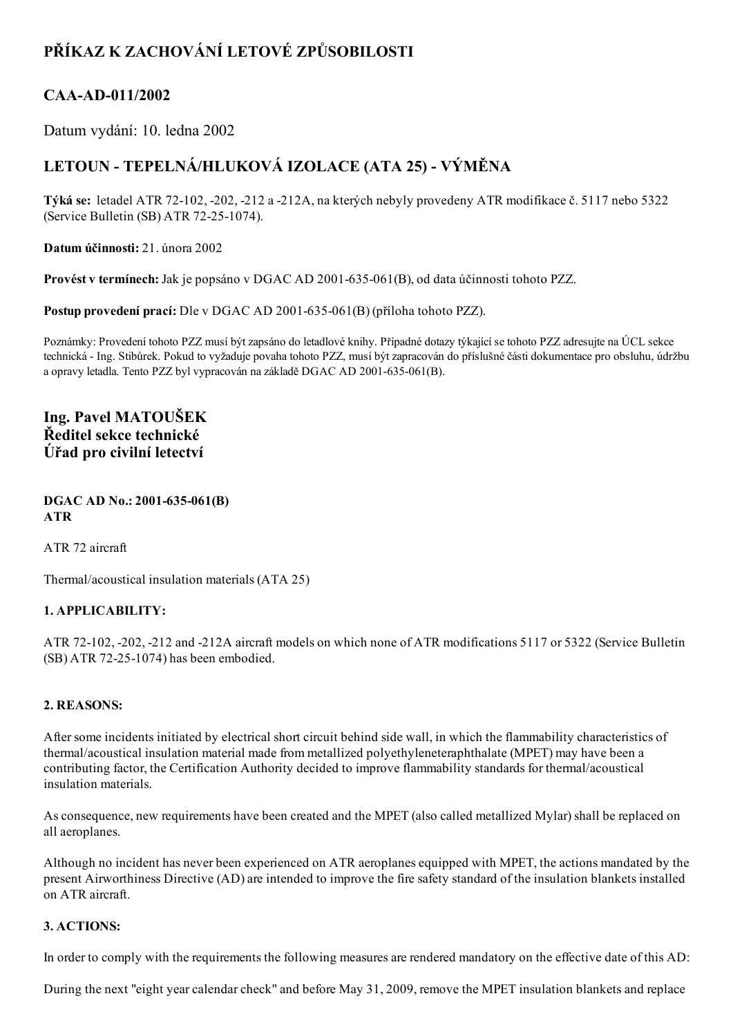# PŘÍKAZ K ZACHOVÁNÍ LETOVÉ ZPŮSOBILOSTI

## CAA-AD-011/2002

Datum vydání: 10. ledna 2002

## LETOUN - TEPELNÁ/HLUKOVÁ IZOLACE (ATA 25) - VÝMĚNA

**Týká se:** letadel ATR 72-102, -202, -212 a -212A, na kterých nebyly provedeny ATR modifikace č. 5117 nebo 5322 (Service Bulletin (SB) ATR 72-25-1074).

**Datum účinnosti:** 21. února 2002

**Provést v termínech:** Jak je popsáno v DGAC AD 2001-635-061(B), od data účinnosti tohoto PZZ.

**Postup provedení prací:** Dle v DGAC AD 2001-635-061(B) (příloha tohoto PZZ).

Poznámky: Provedení tohoto PZZ musí být zapsáno do letadlové knihy. Případné dotazy týkající se tohoto PZZ adresujte na ÚCL sekce technická - Ing. Stibůrek. Pokud to vyžaduje povaha tohoto PZZ, musí být zapracován do příslušné části dokumentace pro obsluhu, údržbu a opravy letadla. Tento PZZ byl vypracován na základě DGAC AD 2001-635-061(B).

### Ing. Pavel MATOUŠEK
### Ředitel sekce technické
### Úřad pro civilní letectví

**DGAC AD No.: 2001-635-061(B)**
**ATR**

ATR 72 aircraft

Thermal/acoustical insulation materials (ATA 25)

**1. APPLICABILITY:**

ATR 72-102, -202, -212 and -212A aircraft models on which none of ATR modifications 5117 or 5322 (Service Bulletin (SB) ATR 72-25-1074) has been embodied.

**2. REASONS:**

After some incidents initiated by electrical short circuit behind side wall, in which the flammability characteristics of thermal/acoustical insulation material made from metallized polyethyleneteraphthalate (MPET) may have been a contributing factor, the Certification Authority decided to improve flammability standards for thermal/acoustical insulation materials.

As consequence, new requirements have been created and the MPET (also called metallized Mylar) shall be replaced on all aeroplanes.

Although no incident has never been experienced on ATR aeroplanes equipped with MPET, the actions mandated by the present Airworthiness Directive (AD) are intended to improve the fire safety standard of the insulation blankets installed on ATR aircraft.

**3. ACTIONS:**

In order to comply with the requirements the following measures are rendered mandatory on the effective date of this AD:

During the next "eight year calendar check" and before May 31, 2009, remove the MPET insulation blankets and replace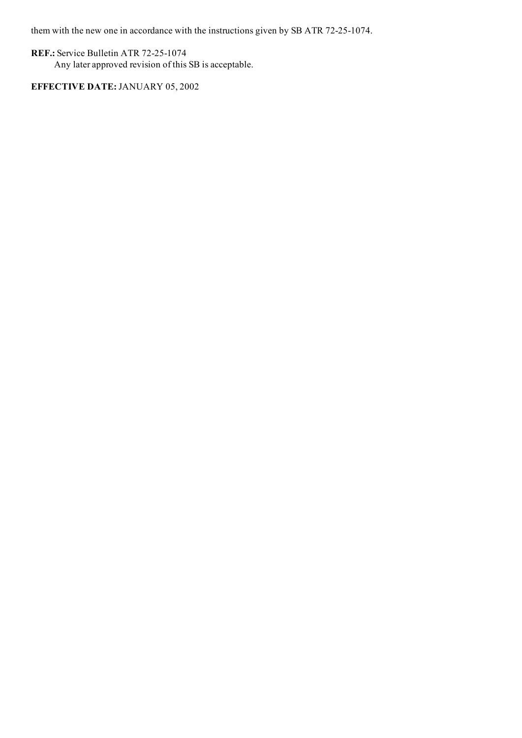them with the new one in accordance with the instructions given by SB ATR 72-25-1074.

**REF.:** Service Bulletin ATR 72-25-1074
Any later approved revision of this SB is acceptable.

**EFFECTIVE DATE:** JANUARY 05, 2002